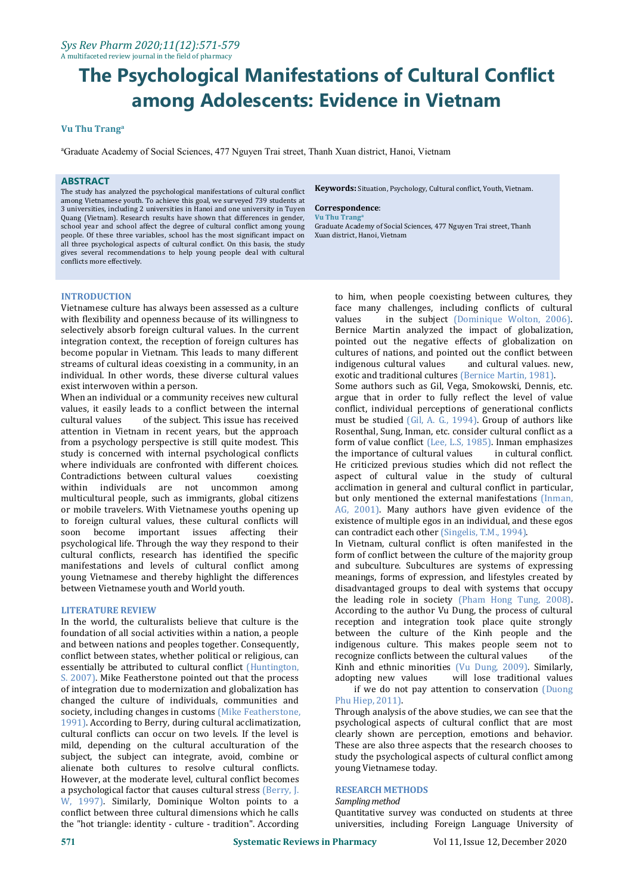# The Psychological Manifestations of Cultural Conflict among Adolescents: Evidence in Vietnam

**Vu Thu Trang**[a]

[a]Graduate Academy of Social Sciences, 477 Nguyen Trai street, Thanh Xuan district, Hanoi, Vietnam

## ABSTRACT

The study has analyzed the psychological manifestations of cultural conflict among Vietnamese youth. To achieve this goal, we surveyed 739 students at 3 universities, including 2 universities in Hanoi and one university in Tuyen Quang (Vietnam). Research results have shown that differences in gender, school year and school affect the degree of cultural conflict among young people. Of these three variables, school has the most significant impact on all three psychological aspects of cultural conflict. On this basis, the study gives several recommendations to help young people deal with cultural conflicts more effectively.

**Keywords:** Situation, Psychology, Cultural conflict, Youth, Vietnam.

**Correspondence**:
**Vu Thu Trang**[a]
Graduate Academy of Social Sciences, 477 Nguyen Trai street, Thanh Xuan district, Hanoi, Vietnam

## INTRODUCTION

Vietnamese culture has always been assessed as a culture with flexibility and openness because of its willingness to selectively absorb foreign cultural values. In the current integration context, the reception of foreign cultures has become popular in Vietnam. This leads to many different streams of cultural ideas coexisting in a community, in an individual. In other words, these diverse cultural values exist interwoven within a person.

When an individual or a community receives new cultural values, it easily leads to a conflict between the internal cultural values of the subject. This issue has received attention in Vietnam in recent years, but the approach from a psychology perspective is still quite modest. This study is concerned with internal psychological conflicts where individuals are confronted with different choices. Contradictions between cultural values coexisting within individuals are not uncommon among multicultural people, such as immigrants, global citizens or mobile travelers. With Vietnamese youths opening up to foreign cultural values, these cultural conflicts will soon become important issues affecting their psychological life. Through the way they respond to their cultural conflicts, research has identified the specific manifestations and levels of cultural conflict among young Vietnamese and thereby highlight the differences between Vietnamese youth and World youth.

## LITERATURE REVIEW

In the world, the culturalists believe that culture is the foundation of all social activities within a nation, a people and between nations and peoples together. Consequently, conflict between states, whether political or religious, can essentially be attributed to cultural conflict (Huntington, S. 2007). Mike Featherstone pointed out that the process of integration due to modernization and globalization has changed the culture of individuals, communities and society, including changes in customs (Mike Featherstone, 1991). According to Berry, during cultural acclimatization, cultural conflicts can occur on two levels. If the level is mild, depending on the cultural acculturation of the subject, the subject can integrate, avoid, combine or alienate both cultures to resolve cultural conflicts. However, at the moderate level, cultural conflict becomes a psychological factor that causes cultural stress (Berry, J. W, 1997). Similarly, Dominique Wolton points to a conflict between three cultural dimensions which he calls the "hot triangle: identity - culture - tradition". According to him, when people coexisting between cultures, they face many challenges, including conflicts of cultural values in the subject (Dominique Wolton, 2006). Bernice Martin analyzed the impact of globalization, pointed out the negative effects of globalization on cultures of nations, and pointed out the conflict between indigenous cultural values and cultural values. new, exotic and traditional cultures (Bernice Martin, 1981).

Some authors such as Gil, Vega, Smokowski, Dennis, etc. argue that in order to fully reflect the level of value conflict, individual perceptions of generational conflicts must be studied (Gil, A. G., 1994). Group of authors like Rosenthal, Sung, Inman, etc. consider cultural conflict as a form of value conflict (Lee, L.S, 1985). Inman emphasizes the importance of cultural values in cultural conflict. He criticized previous studies which did not reflect the aspect of cultural value in the study of cultural acclimation in general and cultural conflict in particular, but only mentioned the external manifestations (Inman, AG, 2001). Many authors have given evidence of the existence of multiple egos in an individual, and these egos can contradict each other (Singelis, T.M., 1994).

In Vietnam, cultural conflict is often manifested in the form of conflict between the culture of the majority group and subculture. Subcultures are systems of expressing meanings, forms of expression, and lifestyles created by disadvantaged groups to deal with systems that occupy the leading role in society (Pham Hong Tung, 2008). According to the author Vu Dung, the process of cultural reception and integration took place quite strongly between the culture of the Kinh people and the indigenous culture. This makes people seem not to recognize conflicts between the cultural values of the Kinh and ethnic minorities (Vu Dung, 2009). Similarly, adopting new values will lose traditional values if we do not pay attention to conservation (Duong Phu Hiep, 2011).

Through analysis of the above studies, we can see that the psychological aspects of cultural conflict that are most clearly shown are perception, emotions and behavior. These are also three aspects that the research chooses to study the psychological aspects of cultural conflict among young Vietnamese today.

## RESEARCH METHODS

*Sampling method*

Quantitative survey was conducted on students at three universities, including Foreign Language University of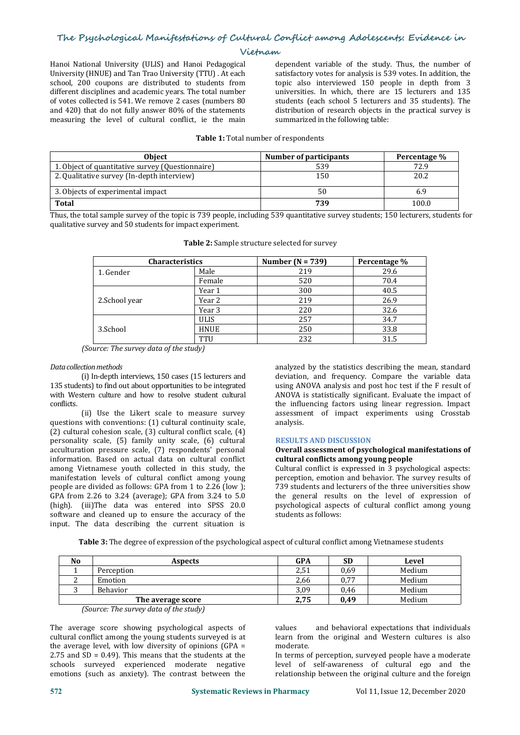Hanoi National University (ULIS) and Hanoi Pedagogical University (HNUE) and Tan Trao University (TTU) . At each school, 200 coupons are distributed to students from different disciplines and academic years. The total number of votes collected is 541. We remove 2 cases (numbers 80 and 420) that do not fully answer 80% of the statements measuring the level of cultural conflict, ie the main dependent variable of the study. Thus, the number of satisfactory votes for analysis is 539 votes. In addition, the topic also interviewed 150 people in depth from 3 universities. In which, there are 15 lecturers and 135 students (each school 5 lecturers and 35 students). The distribution of research objects in the practical survey is summarized in the following table:

**Table 1:** Total number of respondents

| Object | Number of participants | Percentage % |
|---|---|---|
| 1. Object of quantitative survey (Questionnaire) | 539 | 72.9 |
| 2. Qualitative survey (In-depth interview) | 150 | 20.2 |
| 3. Objects of experimental impact | 50 | 6.9 |
| **Total** | **739** | 100.0 |

Thus, the total sample survey of the topic is 739 people, including 539 quantitative survey students; 150 lecturers, students for qualitative survey and 50 students for impact experiment.

**Table 2:** Sample structure selected for survey

| Characteristics | | Number (N = 739) | Percentage % |
|---|---|---|---|
| 1. Gender | Male | 219 | 29.6 |
| | Female | 520 | 70.4 |
| 2.School year | Year 1 | 300 | 40.5 |
| | Year 2 | 219 | 26.9 |
| | Year 3 | 220 | 32.6 |
| 3.School | ULIS | 257 | 34.7 |
| | HNUE | 250 | 33.8 |
| | TTU | 232 | 31.5 |

*(Source: The survey data of the study)*

*Data collection methods*

(i) In-depth interviews, 150 cases (15 lecturers and 135 students) to find out about opportunities to be integrated with Western culture and how to resolve student cultural conflicts.

(ii) Use the Likert scale to measure survey questions with conventions: (1) cultural continuity scale, (2) cultural cohesion scale, (3) cultural conflict scale, (4) personality scale, (5) family unity scale, (6) cultural acculturation pressure scale, (7) respondents' personal information. Based on actual data on cultural conflict among Vietnamese youth collected in this study, the manifestation levels of cultural conflict among young people are divided as follows: GPA from 1 to 2.26 (low ); GPA from 2.26 to 3.24 (average); GPA from 3.24 to 5.0 (high). (iii)The data was entered into SPSS 20.0 software and cleaned up to ensure the accuracy of the input. The data describing the current situation is analyzed by the statistics describing the mean, standard deviation, and frequency. Compare the variable data using ANOVA analysis and post hoc test if the F result of ANOVA is statistically significant. Evaluate the impact of the influencing factors using linear regression. Impact assessment of impact experiments using Crosstab analysis.

## RESULTS AND DISCUSSION

### Overall assessment of psychological manifestations of cultural conflicts among young people

Cultural conflict is expressed in 3 psychological aspects: perception, emotion and behavior. The survey results of 739 students and lecturers of the three universities show the general results on the level of expression of psychological aspects of cultural conflict among young students as follows:

**Table 3:** The degree of expression of the psychological aspect of cultural conflict among Vietnamese students

| No | Aspects | GPA | SD | Level |
|---|---|---|---|---|
| 1 | Perception | 2,51 | 0,69 | Medium |
| 2 | Emotion | 2,66 | 0,77 | Medium |
| 3 | Behavior | 3,09 | 0,46 | Medium |
| | **The average score** | **2,75** | **0,49** | Medium |

*(Source: The survey data of the study)*

The average score showing psychological aspects of cultural conflict among the young students surveyed is at the average level, with low diversity of opinions (GPA = 2.75 and SD = 0.49). This means that the students at the schools surveyed experienced moderate negative emotions (such as anxiety). The contrast between the values and behavioral expectations that individuals learn from the original and Western cultures is also moderate.

In terms of perception, surveyed people have a moderate level of self-awareness of cultural ego and the relationship between the original culture and the foreign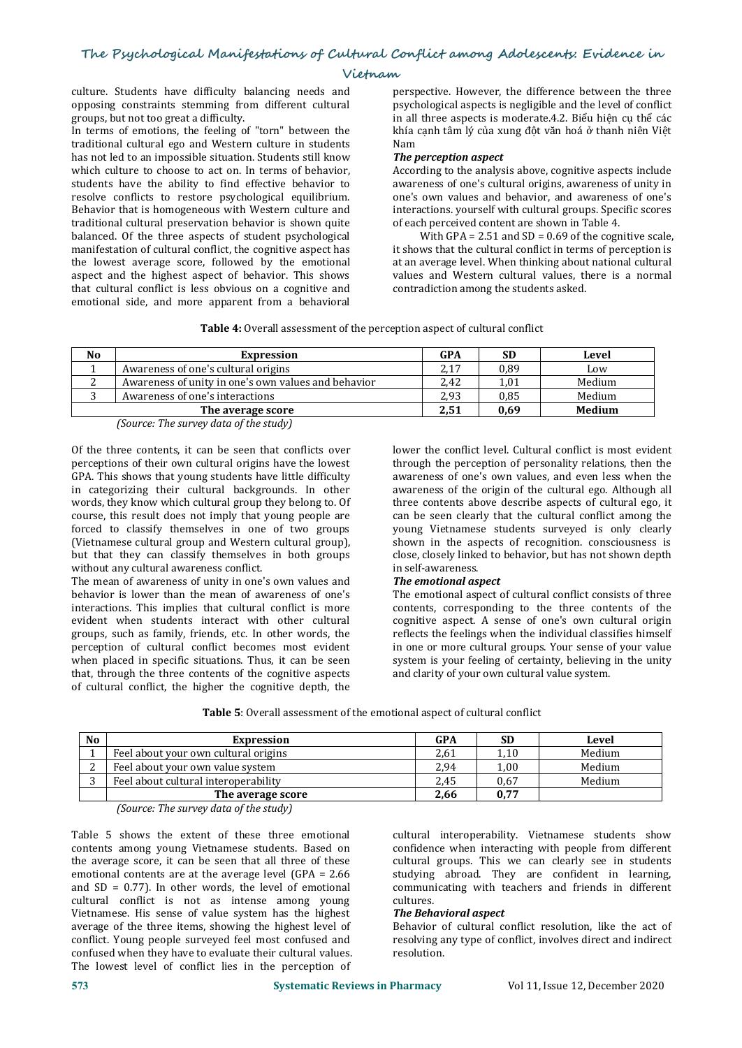culture. Students have difficulty balancing needs and opposing constraints stemming from different cultural groups, but not too great a difficulty.

In terms of emotions, the feeling of "torn" between the traditional cultural ego and Western culture in students has not led to an impossible situation. Students still know which culture to choose to act on. In terms of behavior, students have the ability to find effective behavior to resolve conflicts to restore psychological equilibrium. Behavior that is homogeneous with Western culture and traditional cultural preservation behavior is shown quite balanced. Of the three aspects of student psychological manifestation of cultural conflict, the cognitive aspect has the lowest average score, followed by the emotional aspect and the highest aspect of behavior. This shows that cultural conflict is less obvious on a cognitive and emotional side, and more apparent from a behavioral perspective. However, the difference between the three psychological aspects is negligible and the level of conflict in all three aspects is moderate.4.2. Biểu hiện cụ thể các khía cạnh tâm lý của xung đột văn hoá ở thanh niên Việt Nam

***The perception aspect***

According to the analysis above, cognitive aspects include awareness of one's cultural origins, awareness of unity in one's own values and behavior, and awareness of one's interactions. yourself with cultural groups. Specific scores of each perceived content are shown in Table 4.

With GPA = 2.51 and SD = 0.69 of the cognitive scale, it shows that the cultural conflict in terms of perception is at an average level. When thinking about national cultural values and Western cultural values, there is a normal contradiction among the students asked.

**Table 4:** Overall assessment of the perception aspect of cultural conflict

| No | Expression | GPA | SD | Level |
|---|---|---|---|---|
| 1 | Awareness of one's cultural origins | 2,17 | 0,89 | Low |
| 2 | Awareness of unity in one's own values and behavior | 2,42 | 1,01 | Medium |
| 3 | Awareness of one's interactions | 2,93 | 0,85 | Medium |
| | **The average score** | **2,51** | **0,69** | **Medium** |

*(Source: The survey data of the study)*

Of the three contents, it can be seen that conflicts over perceptions of their own cultural origins have the lowest GPA. This shows that young students have little difficulty in categorizing their cultural backgrounds. In other words, they know which cultural group they belong to. Of course, this result does not imply that young people are forced to classify themselves in one of two groups (Vietnamese cultural group and Western cultural group), but that they can classify themselves in both groups without any cultural awareness conflict.

The mean of awareness of unity in one's own values and behavior is lower than the mean of awareness of one's interactions. This implies that cultural conflict is more evident when students interact with other cultural groups, such as family, friends, etc. In other words, the perception of cultural conflict becomes most evident when placed in specific situations. Thus, it can be seen that, through the three contents of the cognitive aspects of cultural conflict, the higher the cognitive depth, the lower the conflict level. Cultural conflict is most evident through the perception of personality relations, then the awareness of one's own values, and even less when the awareness of the origin of the cultural ego. Although all three contents above describe aspects of cultural ego, it can be seen clearly that the cultural conflict among the young Vietnamese students surveyed is only clearly shown in the aspects of recognition. consciousness is close, closely linked to behavior, but has not shown depth in self-awareness.

***The emotional aspect***

The emotional aspect of cultural conflict consists of three contents, corresponding to the three contents of the cognitive aspect. A sense of one's own cultural origin reflects the feelings when the individual classifies himself in one or more cultural groups. Your sense of your value system is your feeling of certainty, believing in the unity and clarity of your own cultural value system.

**Table 5**: Overall assessment of the emotional aspect of cultural conflict

| No | Expression | GPA | SD | Level |
|---|---|---|---|---|
| 1 | Feel about your own cultural origins | 2,61 | 1,10 | Medium |
| 2 | Feel about your own value system | 2,94 | 1,00 | Medium |
| 3 | Feel about cultural interoperability | 2,45 | 0,67 | Medium |
| | **The average score** | **2,66** | **0,77** | |

*(Source: The survey data of the study)*

Table 5 shows the extent of these three emotional contents among young Vietnamese students. Based on the average score, it can be seen that all three of these emotional contents are at the average level (GPA = 2.66 and SD = 0.77). In other words, the level of emotional cultural conflict is not as intense among young Vietnamese. His sense of value system has the highest average of the three items, showing the highest level of conflict. Young people surveyed feel most confused and confused when they have to evaluate their cultural values. The lowest level of conflict lies in the perception of cultural interoperability. Vietnamese students show confidence when interacting with people from different cultural groups. This we can clearly see in students studying abroad. They are confident in learning, communicating with teachers and friends in different cultures.

***The Behavioral aspect***

Behavior of cultural conflict resolution, like the act of resolving any type of conflict, involves direct and indirect resolution.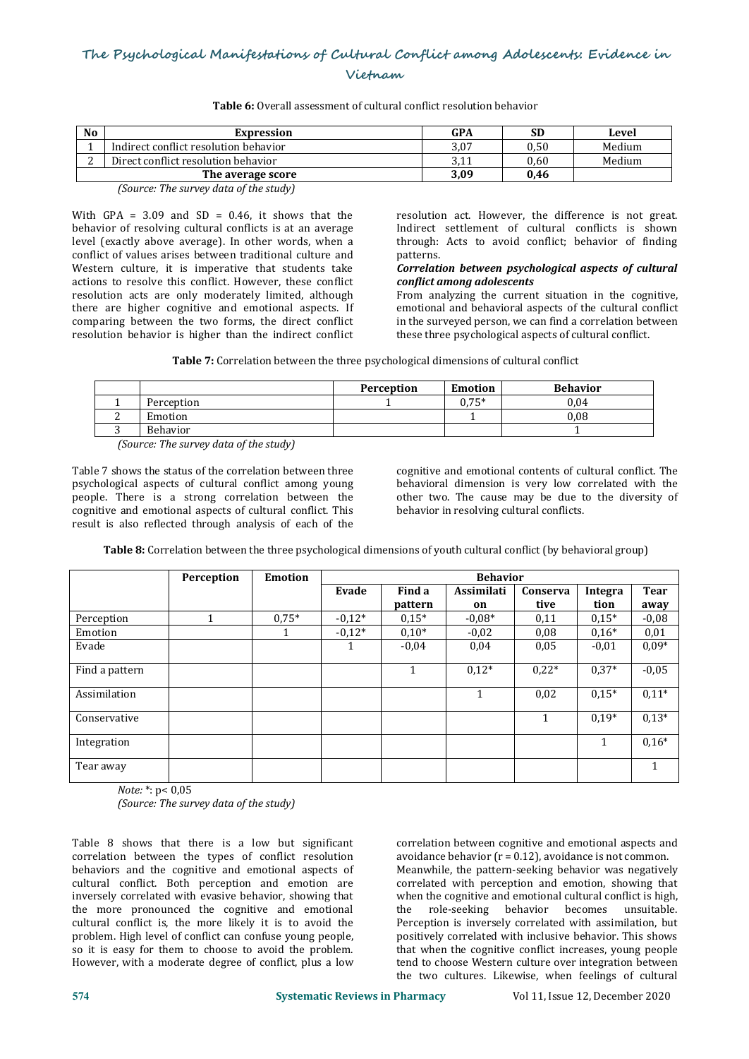**Table 6:** Overall assessment of cultural conflict resolution behavior

| No | Expression | GPA | SD | Level |
|---|---|---|---|---|
| 1 | Indirect conflict resolution behavior | 3,07 | 0,50 | Medium |
| 2 | Direct conflict resolution behavior | 3,11 | 0,60 | Medium |
| | **The average score** | **3,09** | **0,46** | |

*(Source: The survey data of the study)*

With GPA = 3.09 and SD = 0.46, it shows that the behavior of resolving cultural conflicts is at an average level (exactly above average). In other words, when a conflict of values arises between traditional culture and Western culture, it is imperative that students take actions to resolve this conflict. However, these conflict resolution acts are only moderately limited, although there are higher cognitive and emotional aspects. If comparing between the two forms, the direct conflict resolution behavior is higher than the indirect conflict resolution act. However, the difference is not great. Indirect settlement of cultural conflicts is shown through: Acts to avoid conflict; behavior of finding patterns.

***Correlation between psychological aspects of cultural conflict among adolescents***

From analyzing the current situation in the cognitive, emotional and behavioral aspects of the cultural conflict in the surveyed person, we can find a correlation between these three psychological aspects of cultural conflict.

**Table 7:** Correlation between the three psychological dimensions of cultural conflict

| | | Perception | Emotion | Behavior |
|---|---|---|---|---|
| 1 | Perception | 1 | 0,75* | 0,04 |
| 2 | Emotion | | 1 | 0,08 |
| 3 | Behavior | | | 1 |

*(Source: The survey data of the study)*

Table 7 shows the status of the correlation between three psychological aspects of cultural conflict among young people. There is a strong correlation between the cognitive and emotional aspects of cultural conflict. This result is also reflected through analysis of each of the cognitive and emotional contents of cultural conflict. The behavioral dimension is very low correlated with the other two. The cause may be due to the diversity of behavior in resolving cultural conflicts.

**Table 8:** Correlation between the three psychological dimensions of youth cultural conflict (by behavioral group)

| | Perception | Emotion | Behavior | | | | | |
|---|---|---|---|---|---|---|---|---|
| | | | Evade | Find a pattern | Assimilation | Conservative | Integration | Tear away |
| Perception | 1 | 0,75* | -0,12* | 0,15* | -0,08* | 0,11 | 0,15* | -0,08 |
| Emotion | | 1 | -0,12* | 0,10* | -0,02 | 0,08 | 0,16* | 0,01 |
| Evade | | | 1 | -0,04 | 0,04 | 0,05 | -0,01 | 0,09* |
| Find a pattern | | | | 1 | 0,12* | 0,22* | 0,37* | -0,05 |
| Assimilation | | | | | 1 | 0,02 | 0,15* | 0,11* |
| Conservative | | | | | | 1 | 0,19* | 0,13* |
| Integration | | | | | | | 1 | 0,16* |
| Tear away | | | | | | | | 1 |

*Note:* *: p< 0,05

*(Source: The survey data of the study)*

Table 8 shows that there is a low but significant correlation between the types of conflict resolution behaviors and the cognitive and emotional aspects of cultural conflict. Both perception and emotion are inversely correlated with evasive behavior, showing that the more pronounced the cognitive and emotional cultural conflict is, the more likely it is to avoid the problem. High level of conflict can confuse young people, so it is easy for them to choose to avoid the problem. However, with a moderate degree of conflict, plus a low correlation between cognitive and emotional aspects and avoidance behavior (r = 0.12), avoidance is not common. Meanwhile, the pattern-seeking behavior was negatively correlated with perception and emotion, showing that when the cognitive and emotional cultural conflict is high, the role-seeking behavior becomes unsuitable. Perception is inversely correlated with assimilation, but positively correlated with inclusive behavior. This shows that when the cognitive conflict increases, young people tend to choose Western culture over integration between the two cultures. Likewise, when feelings of cultural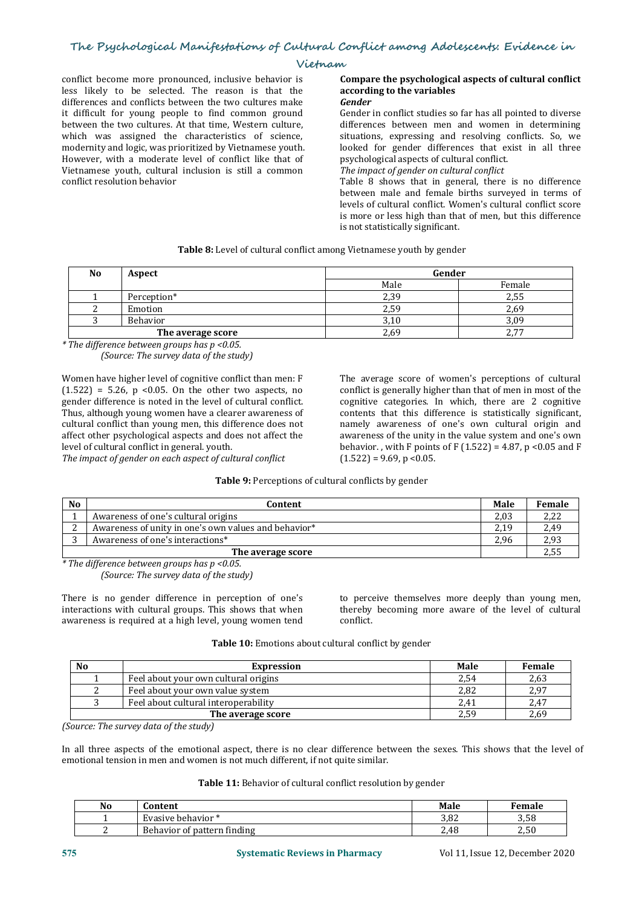conflict become more pronounced, inclusive behavior is less likely to be selected. The reason is that the differences and conflicts between the two cultures make it difficult for young people to find common ground between the two cultures. At that time, Western culture, which was assigned the characteristics of science, modernity and logic, was prioritized by Vietnamese youth. However, with a moderate level of conflict like that of Vietnamese youth, cultural inclusion is still a common conflict resolution behavior

**Compare the psychological aspects of cultural conflict according to the variables**

***Gender***

Gender in conflict studies so far has all pointed to diverse differences between men and women in determining situations, expressing and resolving conflicts. So, we looked for gender differences that exist in all three psychological aspects of cultural conflict.

*The impact of gender on cultural conflict*

Table 8 shows that in general, there is no difference between male and female births surveyed in terms of levels of cultural conflict. Women's cultural conflict score is more or less high than that of men, but this difference is not statistically significant.

**Table 8:** Level of cultural conflict among Vietnamese youth by gender

| No | Aspect | Gender | |
|---|---|---|---|
| | | Male | Female |
| 1 | Perception* | 2,39 | 2,55 |
| 2 | Emotion | 2,59 | 2,69 |
| 3 | Behavior | 3,10 | 3,09 |
| The average score | | 2,69 | 2,77 |

*\* The difference between groups has p <0.05.*
*(Source: The survey data of the study)*

Women have higher level of cognitive conflict than men: F (1.522) = 5.26, p <0.05. On the other two aspects, no gender difference is noted in the level of cultural conflict. Thus, although young women have a clearer awareness of cultural conflict than young men, this difference does not affect other psychological aspects and does not affect the level of cultural conflict in general. youth.

*The impact of gender on each aspect of cultural conflict*

The average score of women's perceptions of cultural conflict is generally higher than that of men in most of the cognitive categories. In which, there are 2 cognitive contents that this difference is statistically significant, namely awareness of one's own cultural origin and awareness of the unity in the value system and one's own behavior. , with F points of F (1.522) = 4.87, p <0.05 and F (1.522) = 9.69, p <0.05.

**Table 9:** Perceptions of cultural conflicts by gender

| No | Content | Male | Female |
|---|---|---|---|
| 1 | Awareness of one's cultural origins | 2,03 | 2,22 |
| 2 | Awareness of unity in one's own values and behavior* | 2,19 | 2,49 |
| 3 | Awareness of one's interactions* | 2,96 | 2,93 |
| The average score | | | 2,55 |

*\* The difference between groups has p <0.05.*
*(Source: The survey data of the study)*

There is no gender difference in perception of one's interactions with cultural groups. This shows that when awareness is required at a high level, young women tend to perceive themselves more deeply than young men, thereby becoming more aware of the level of cultural conflict.

**Table 10:** Emotions about cultural conflict by gender

| No | Expression | Male | Female |
|---|---|---|---|
| 1 | Feel about your own cultural origins | 2,54 | 2,63 |
| 2 | Feel about your own value system | 2,82 | 2,97 |
| 3 | Feel about cultural interoperability | 2,41 | 2,47 |
| The average score | | 2,59 | 2,69 |

*(Source: The survey data of the study)*

In all three aspects of the emotional aspect, there is no clear difference between the sexes. This shows that the level of emotional tension in men and women is not much different, if not quite similar.

**Table 11:** Behavior of cultural conflict resolution by gender

| No | Content | Male | Female |
|---|---|---|---|
| 1 | Evasive behavior * | 3,82 | 3,58 |
| 2 | Behavior of pattern finding | 2,48 | 2,50 |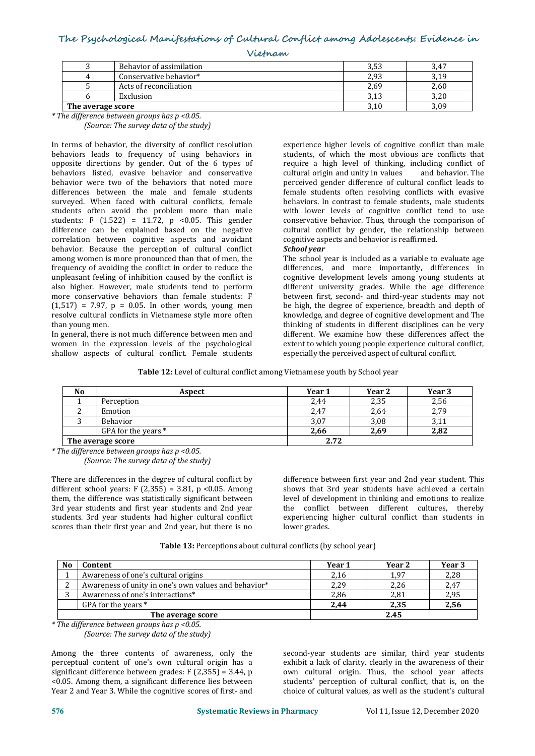| 3 | Behavior of assimilation | 3,53 | 3,47 |
|---|---|---|---|
| 4 | Conservative behavior* | 2,93 | 3,19 |
| 5 | Acts of reconciliation | 2,69 | 2,60 |
| 6 | Exclusion | 3,13 | 3,20 |
| **The average score** | | 3,10 | 3,09 |

*\* The difference between groups has p <0.05.*

*(Source: The survey data of the study)*

In terms of behavior, the diversity of conflict resolution behaviors leads to frequency of using behaviors in opposite directions by gender. Out of the 6 types of behaviors listed, evasive behavior and conservative behavior were two of the behaviors that noted more differences between the male and female students surveyed. When faced with cultural conflicts, female students often avoid the problem more than male students: F (1.522) = 11.72, p <0.05. This gender difference can be explained based on the negative correlation between cognitive aspects and avoidant behavior. Because the perception of cultural conflict among women is more pronounced than that of men, the frequency of avoiding the conflict in order to reduce the unpleasant feeling of inhibition caused by the conflict is also higher. However, male students tend to perform more conservative behaviors than female students: F (1,517) = 7.97, p = 0.05. In other words, young men resolve cultural conflicts in Vietnamese style more often than young men.

In general, there is not much difference between men and women in the expression levels of the psychological shallow aspects of cultural conflict. Female students experience higher levels of cognitive conflict than male students, of which the most obvious are conflicts that require a high level of thinking, including conflict of cultural origin and unity in values and behavior. The perceived gender difference of cultural conflict leads to female students often resolving conflicts with evasive behaviors. In contrast to female students, male students with lower levels of cognitive conflict tend to use conservative behavior. Thus, through the comparison of cultural conflict by gender, the relationship between cognitive aspects and behavior is reaffirmed.

***School year***

The school year is included as a variable to evaluate age differences, and more importantly, differences in cognitive development levels among young students at different university grades. While the age difference between first, second- and third-year students may not be high, the degree of experience, breadth and depth of knowledge, and degree of cognitive development and The thinking of students in different disciplines can be very different. We examine how these differences affect the extent to which young people experience cultural conflict, especially the perceived aspect of cultural conflict.

**Table 12:** Level of cultural conflict among Vietnamese youth by School year

| No | Aspect | Year 1 | Year 2 | Year 3 |
|---|---|---|---|---|
| 1 | Perception | 2,44 | 2,35 | 2,56 |
| 2 | Emotion | 2,47 | 2,64 | 2,79 |
| 3 | Behavior | 3,07 | 3,08 | 3,11 |
| | GPA for the years * | **2,66** | **2,69** | **2,82** |
| **The average score** | | **2.72** | | |

*\* The difference between groups has p <0.05.*

*(Source: The survey data of the study)*

There are differences in the degree of cultural conflict by different school years: F (2,355) = 3.81, p <0.05. Among them, the difference was statistically significant between 3rd year students and first year students and 2nd year students. 3rd year students had higher cultural conflict scores than their first year and 2nd year, but there is no difference between first year and 2nd year student. This shows that 3rd year students have achieved a certain level of development in thinking and emotions to realize the conflict between different cultures, thereby experiencing higher cultural conflict than students in lower grades.

**Table 13:** Perceptions about cultural conflicts (by school year)

| No | Content | Year 1 | Year 2 | Year 3 |
|---|---|---|---|---|
| 1 | Awareness of one's cultural origins | 2,16 | 1,97 | 2,28 |
| 2 | Awareness of unity in one's own values and behavior* | 2,29 | 2,26 | 2,47 |
| 3 | Awareness of one's interactions* | 2,86 | 2,81 | 2,95 |
| | GPA for the years * | **2,44** | **2,35** | **2,56** |
| **The average score** | | **2.45** | | |

*\* The difference between groups has p <0.05.*

*(Source: The survey data of the study)*

Among the three contents of awareness, only the perceptual content of one's own cultural origin has a significant difference between grades: F (2,355) = 3.44, p <0.05. Among them, a significant difference lies between Year 2 and Year 3. While the cognitive scores of first- and second-year students are similar, third year students exhibit a lack of clarity. clearly in the awareness of their own cultural origin. Thus, the school year affects students' perception of cultural conflict, that is, on the choice of cultural values, as well as the student's cultural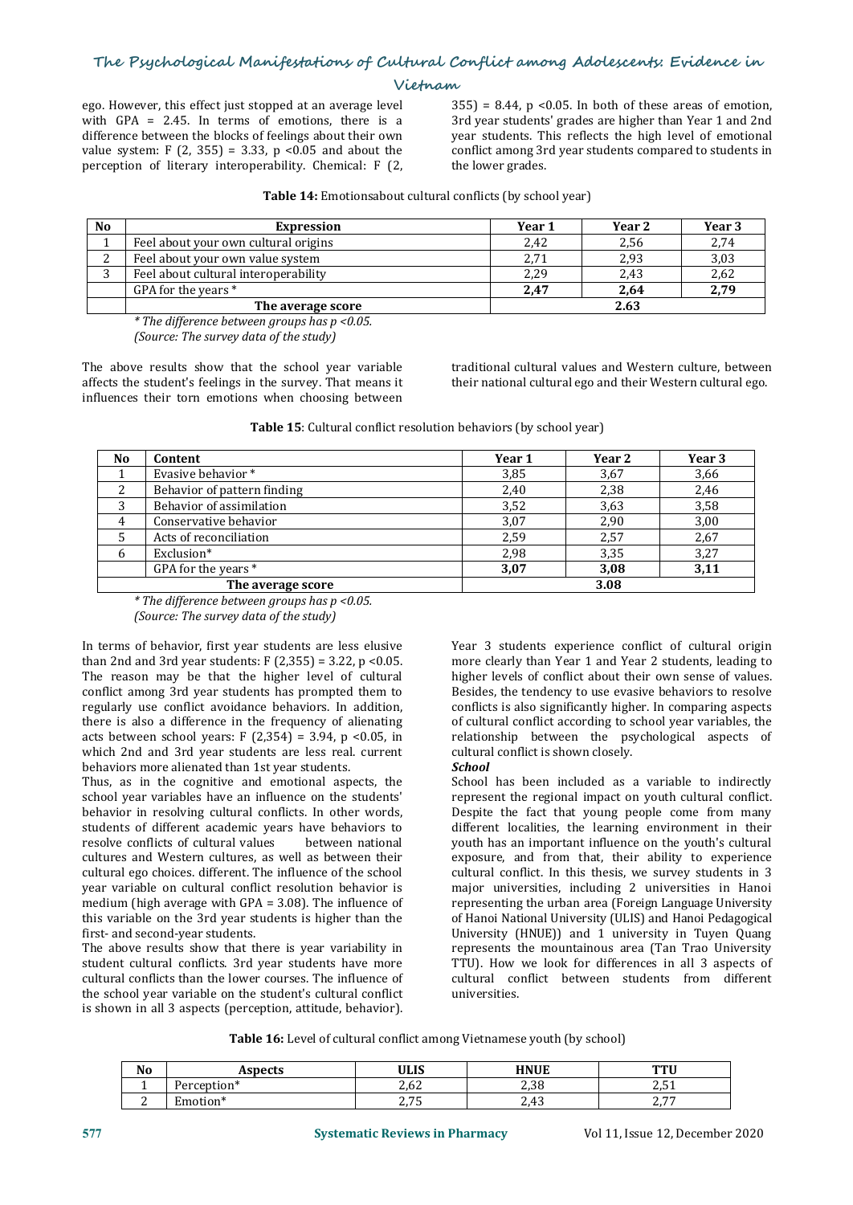ego. However, this effect just stopped at an average level with GPA = 2.45. In terms of emotions, there is a difference between the blocks of feelings about their own value system: $F(2, 355) = 3.33$, $p < 0.05$ and about the perception of literary interoperability. Chemical: $F(2, 355) = 8.44$, $p < 0.05$. In both of these areas of emotion, 3rd year students' grades are higher than Year 1 and 2nd year students. This reflects the high level of emotional conflict among 3rd year students compared to students in the lower grades.

**Table 14:** Emotionsabout cultural conflicts (by school year)

| No | Expression | Year 1 | Year 2 | Year 3 |
|---|---|---|---|---|
| 1 | Feel about your own cultural origins | 2,42 | 2,56 | 2,74 |
| 2 | Feel about your own value system | 2,71 | 2,93 | 3,03 |
| 3 | Feel about cultural interoperability | 2,29 | 2,43 | 2,62 |
| | GPA for the years * | **2,47** | **2,64** | **2,79** |
| | **The average score** | | **2.63** | |

*\* The difference between groups has p <0.05.*
*(Source: The survey data of the study)*

The above results show that the school year variable affects the student's feelings in the survey. That means it influences their torn emotions when choosing between traditional cultural values and Western culture, between their national cultural ego and their Western cultural ego.

**Table 15**: Cultural conflict resolution behaviors (by school year)

| No | Content | Year 1 | Year 2 | Year 3 |
|---|---|---|---|---|
| 1 | Evasive behavior * | 3,85 | 3,67 | 3,66 |
| 2 | Behavior of pattern finding | 2,40 | 2,38 | 2,46 |
| 3 | Behavior of assimilation | 3,52 | 3,63 | 3,58 |
| 4 | Conservative behavior | 3,07 | 2,90 | 3,00 |
| 5 | Acts of reconciliation | 2,59 | 2,57 | 2,67 |
| 6 | Exclusion* | 2,98 | 3,35 | 3,27 |
| | GPA for the years * | **3,07** | **3,08** | **3,11** |
| | **The average score** | | **3.08** | |

*\* The difference between groups has p <0.05.*
*(Source: The survey data of the study)*

In terms of behavior, first year students are less elusive than 2nd and 3rd year students: $F(2,355) = 3.22$, $p < 0.05$. The reason may be that the higher level of cultural conflict among 3rd year students has prompted them to regularly use conflict avoidance behaviors. In addition, there is also a difference in the frequency of alienating acts between school years: $F(2,354) = 3.94$, $p < 0.05$, in which 2nd and 3rd year students are less real. current behaviors more alienated than 1st year students.

Thus, as in the cognitive and emotional aspects, the school year variables have an influence on the students' behavior in resolving cultural conflicts. In other words, students of different academic years have behaviors to resolve conflicts of cultural values between national cultures and Western cultures, as well as between their cultural ego choices. different. The influence of the school year variable on cultural conflict resolution behavior is medium (high average with GPA = 3.08). The influence of this variable on the 3rd year students is higher than the first- and second-year students.

The above results show that there is year variability in student cultural conflicts. 3rd year students have more cultural conflicts than the lower courses. The influence of the school year variable on the student's cultural conflict is shown in all 3 aspects (perception, attitude, behavior). Year 3 students experience conflict of cultural origin more clearly than Year 1 and Year 2 students, leading to higher levels of conflict about their own sense of values. Besides, the tendency to use evasive behaviors to resolve conflicts is also significantly higher. In comparing aspects of cultural conflict according to school year variables, the relationship between the psychological aspects of cultural conflict is shown closely.

***School***

School has been included as a variable to indirectly represent the regional impact on youth cultural conflict. Despite the fact that young people come from many different localities, the learning environment in their youth has an important influence on the youth's cultural exposure, and from that, their ability to experience cultural conflict. In this thesis, we survey students in 3 major universities, including 2 universities in Hanoi representing the urban area (Foreign Language University of Hanoi National University (ULIS) and Hanoi Pedagogical University (HNUE)) and 1 university in Tuyen Quang represents the mountainous area (Tan Trao University TTU). How we look for differences in all 3 aspects of cultural conflict between students from different universities.

**Table 16:** Level of cultural conflict among Vietnamese youth (by school)

| No | Aspects | ULIS | HNUE | TTU |
|---|---|---|---|---|
| 1 | Perception* | 2,62 | 2,38 | 2,51 |
| 2 | Emotion* | 2,75 | 2,43 | 2,77 |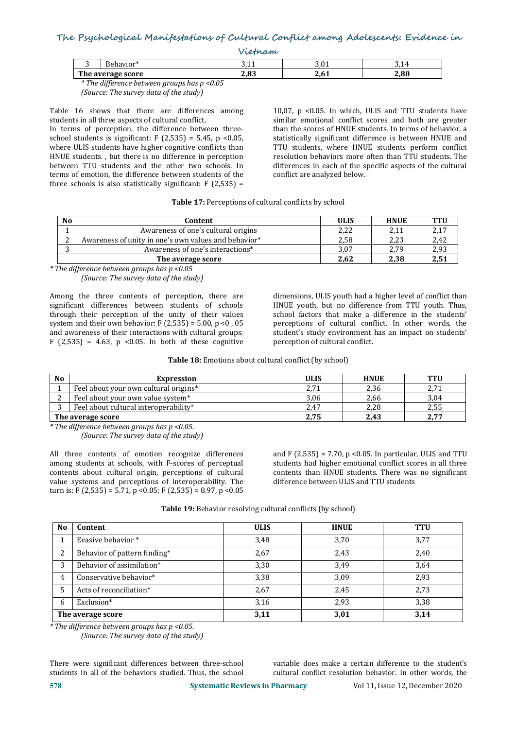| 3 | Behavior* | 3,11 | 3,01 | 3,14 |
|---|---|---|---|---|
| The average score | | 2,83 | 2,61 | 2,80 |

*\* The difference between groups has p <0.05*
*(Source: The survey data of the study)*

Table 16 shows that there are differences among students in all three aspects of cultural conflict.

In terms of perception, the difference between three-school students is significant: $F(2,535) = 5.45$, $p < 0.05$, where ULIS students have higher cognitive conflicts than HNUE students. , but there is no difference in perception between TTU students and the other two schools. In terms of emotion, the difference between students of the three schools is also statistically significant: $F(2,535) = 10{,}07$, $p < 0.05$. In which, ULIS and TTU students have similar emotional conflict scores and both are greater than the scores of HNUE students. In terms of behavior, a statistically significant difference is between HNUE and TTU students, where HNUE students perform conflict resolution behaviors more often than TTU students. The differences in each of the specific aspects of the cultural conflict are analyzed below.

**Table 17:** Perceptions of cultural conflicts by school

| No | Content | ULIS | HNUE | TTU |
|---|---|---|---|---|
| 1 | Awareness of one's cultural origins | 2,22 | 2,11 | 2,17 |
| 2 | Awareness of unity in one's own values and behavior* | 2,58 | 2,23 | 2,42 |
| 3 | Awareness of one's interactions* | 3,07 | 2,79 | 2,93 |
| The average score | | 2,62 | 2,38 | 2,51 |

*\* The difference between groups has p <0.05*
*(Source: The survey data of the study)*

Among the three contents of perception, there are significant differences between students of schools through their perception of the unity of their values system and their own behavior: $F(2,535) = 5.00$, $p < 0, 05$ and awareness of their interactions with cultural groups: $F(2,535) = 4.63$, $p < 0.05$. In both of these cognitive dimensions, ULIS youth had a higher level of conflict than HNUE youth, but no difference from TTU youth. Thus, school factors that make a difference in the students' perceptions of cultural conflict. In other words, the student's study environment has an impact on students' perception of cultural conflict.

**Table 18:** Emotions about cultural conflict (by school)

| No | Expression | ULIS | HNUE | TTU |
|---|---|---|---|---|
| 1 | Feel about your own cultural origins* | 2,71 | 2,36 | 2,71 |
| 2 | Feel about your own value system* | 3,06 | 2,66 | 3,04 |
| 3 | Feel about cultural interoperability* | 2,47 | 2,28 | 2,55 |
| The average score | | 2,75 | 2,43 | 2,77 |

*\* The difference between groups has p <0.05.*
*(Source: The survey data of the study)*

All three contents of emotion recognize differences among students at schools, with F-scores of perceptual contents about cultural origin, perceptions of cultural value systems and perceptions of interoperability. The turn is: $F(2,535) = 5.71$, $p < 0.05$; $F(2,535) = 8.97$, $p < 0.05$ and $F(2,535) = 7.70$, $p < 0.05$. In particular, ULIS and TTU students had higher emotional conflict scores in all three contents than HNUE students. There was no significant difference between ULIS and TTU students

**Table 19:** Behavior resolving cultural conflicts (by school)

| No | Content | ULIS | HNUE | TTU |
|---|---|---|---|---|
| 1 | Evasive behavior * | 3,48 | 3,70 | 3,77 |
| 2 | Behavior of pattern finding* | 2,67 | 2,43 | 2,40 |
| 3 | Behavior of assimilation* | 3,30 | 3,49 | 3,64 |
| 4 | Conservative behavior* | 3,38 | 3,09 | 2,93 |
| 5 | Acts of reconciliation* | 2,67 | 2,45 | 2,73 |
| 6 | Exclusion* | 3,16 | 2,93 | 3,38 |
| The average score | | 3,11 | 3,01 | 3,14 |

*\* The difference between groups has p <0.05.*
*(Source: The survey data of the study)*

There were significant differences between three-school students in all of the behaviors studied. Thus, the school variable does make a certain difference to the student's cultural conflict resolution behavior. In other words, the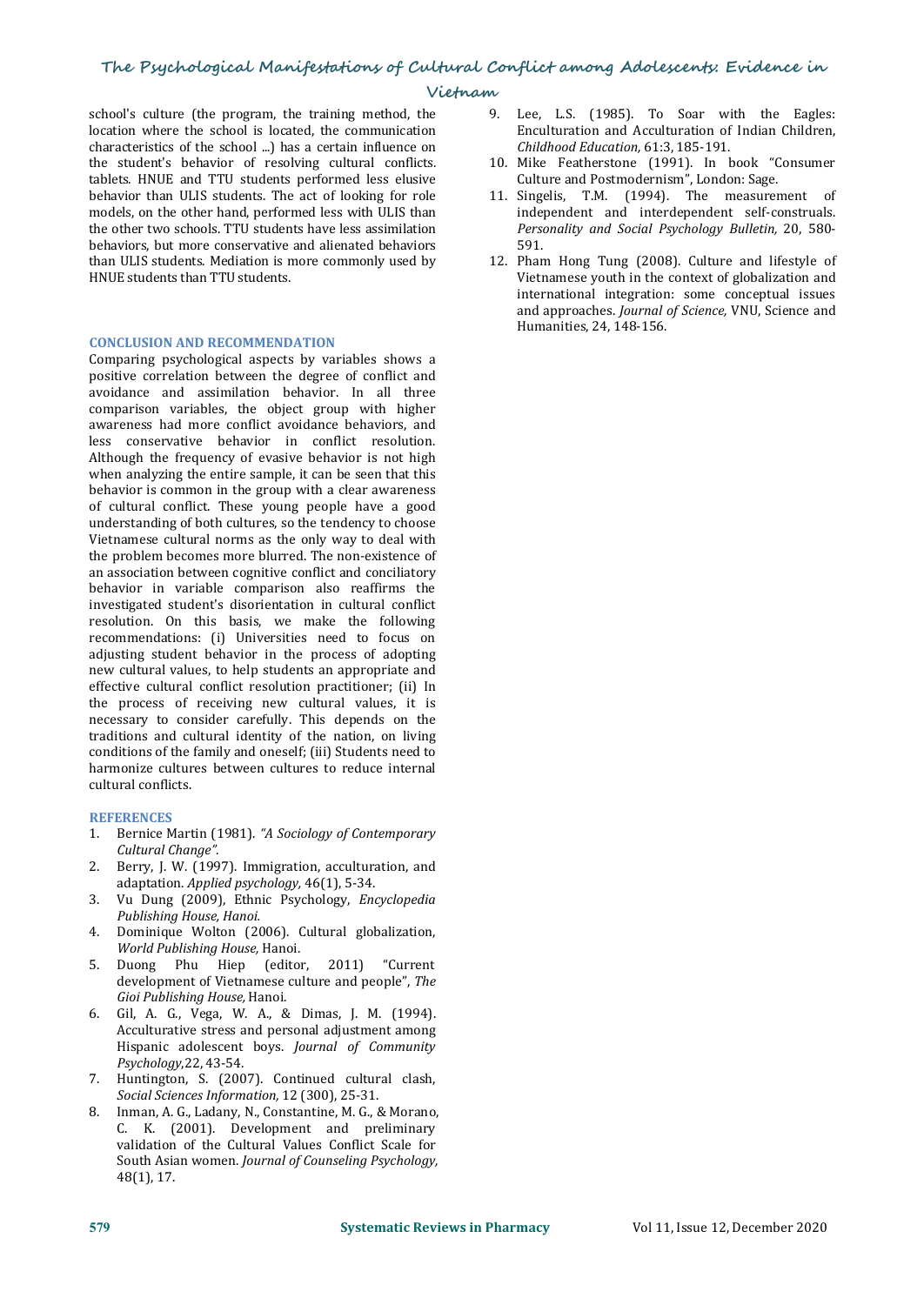school's culture (the program, the training method, the location where the school is located, the communication characteristics of the school ...) has a certain influence on the student's behavior of resolving cultural conflicts. tablets. HNUE and TTU students performed less elusive behavior than ULIS students. The act of looking for role models, on the other hand, performed less with ULIS than the other two schools. TTU students have less assimilation behaviors, but more conservative and alienated behaviors than ULIS students. Mediation is more commonly used by HNUE students than TTU students.

## CONCLUSION AND RECOMMENDATION

Comparing psychological aspects by variables shows a positive correlation between the degree of conflict and avoidance and assimilation behavior. In all three comparison variables, the object group with higher awareness had more conflict avoidance behaviors, and less conservative behavior in conflict resolution. Although the frequency of evasive behavior is not high when analyzing the entire sample, it can be seen that this behavior is common in the group with a clear awareness of cultural conflict. These young people have a good understanding of both cultures, so the tendency to choose Vietnamese cultural norms as the only way to deal with the problem becomes more blurred. The non-existence of an association between cognitive conflict and conciliatory behavior in variable comparison also reaffirms the investigated student's disorientation in cultural conflict resolution. On this basis, we make the following recommendations: (i) Universities need to focus on adjusting student behavior in the process of adopting new cultural values, to help students an appropriate and effective cultural conflict resolution practitioner; (ii) In the process of receiving new cultural values, it is necessary to consider carefully. This depends on the traditions and cultural identity of the nation, on living conditions of the family and oneself; (iii) Students need to harmonize cultures between cultures to reduce internal cultural conflicts.

## REFERENCES

1. Bernice Martin (1981). *"A Sociology of Contemporary Cultural Change".*
2. Berry, J. W. (1997). Immigration, acculturation, and adaptation. *Applied psychology,* 46(1), 5-34.
3. Vu Dung (2009), Ethnic Psychology, *Encyclopedia Publishing House, Hanoi.*
4. Dominique Wolton (2006). Cultural globalization, *World Publishing House,* Hanoi.
5. Duong Phu Hiep (editor, 2011) "Current development of Vietnamese culture and people", *The Gioi Publishing House,* Hanoi.
6. Gil, A. G., Vega, W. A., & Dimas, J. M. (1994). Acculturative stress and personal adjustment among Hispanic adolescent boys. *Journal of Community Psychology,*22, 43-54.
7. Huntington, S. (2007). Continued cultural clash, *Social Sciences Information,* 12 (300), 25-31.
8. Inman, A. G., Ladany, N., Constantine, M. G., & Morano, C. K. (2001). Development and preliminary validation of the Cultural Values Conflict Scale for South Asian women. *Journal of Counseling Psychology*, 48(1), 17.
9. Lee, L.S. (1985). To Soar with the Eagles: Enculturation and Acculturation of Indian Children, *Childhood Education,* 61:3, 185-191.
10. Mike Featherstone (1991). In book "Consumer Culture and Postmodernism", London: Sage.
11. Singelis, T.M. (1994). The measurement of independent and interdependent self-construals. *Personality and Social Psychology Bulletin,* 20, 580-591.
12. Pham Hong Tung (2008). Culture and lifestyle of Vietnamese youth in the context of globalization and international integration: some conceptual issues and approaches. *Journal of Science,* VNU, Science and Humanities, 24, 148-156.